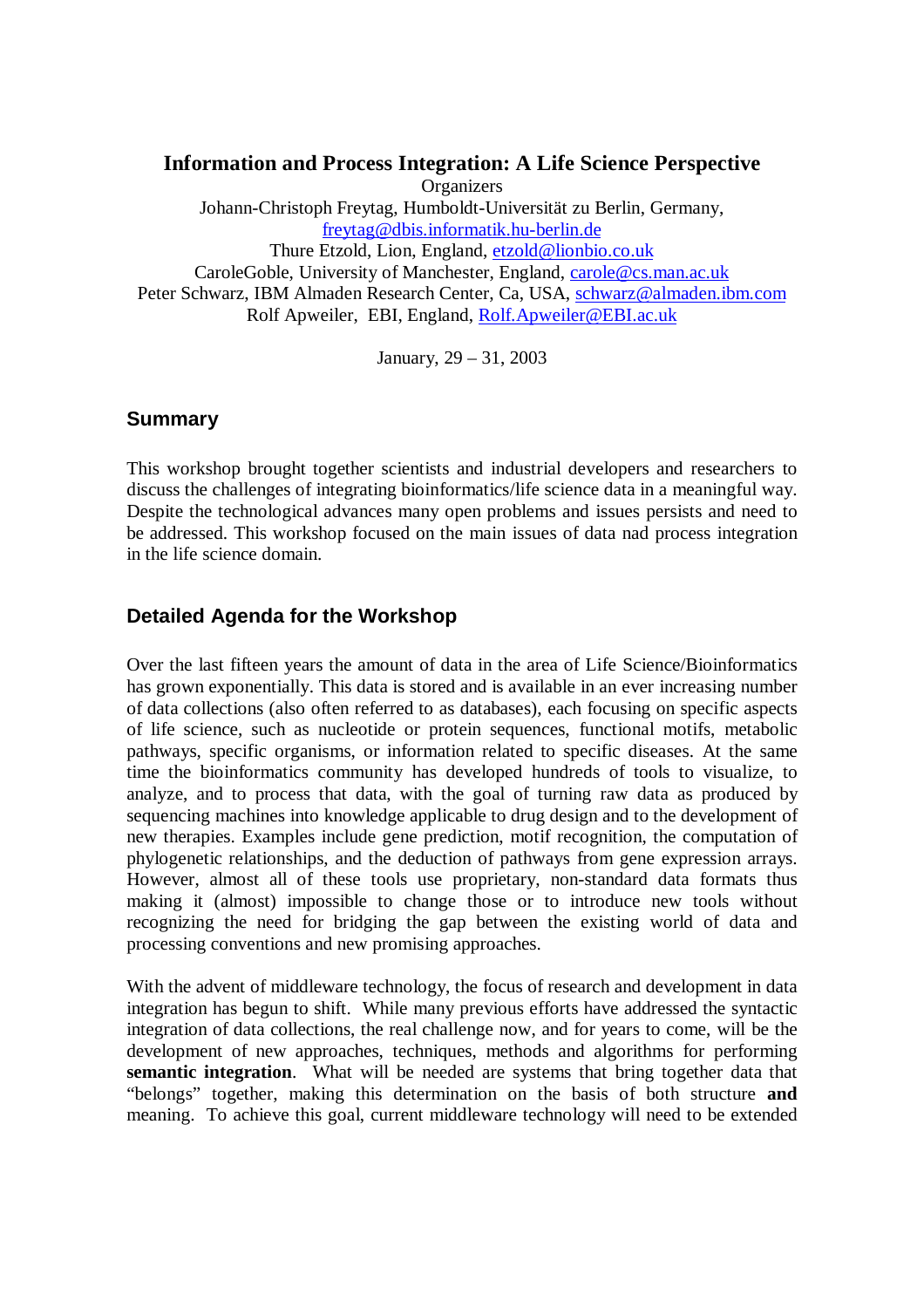# Information and Process Integration: A Life Science Perspective

Organizers

Johann-Christoph Freytag, Humboldt-Universität zu Berlin, Germany, freytag@dbis.informatik.hu-berlin.de

Thure Etzold, Lion, England, etzold@lionbio.co.uk

CaroleGoble, University of Manchester, England, carole@cs.man.ac.uk

Peter Schwarz, IBM Almaden Research Center, Ca, USA, schwarz@almaden.ibm.com

Rolf Apweiler, EBI, England, Rolf.Apweiler@EBI.ac.uk

January, 29 – 31, 2003

## Summary

This workshop brought together scientists and industrial developers and researchers to discuss the challenges of integrating bioinformatics/life science data in a meaningful way. Despite the technological advances many open problems and issues persists and need to be addressed. This workshop focused on the main issues of data nad process integration in the life science domain.

## Detailed Agenda for the Workshop

Over the last fifteen years the amount of data in the area of Life Science/Bioinformatics has grown exponentially. This data is stored and is available in an ever increasing number of data collections (also often referred to as databases), each focusing on specific aspects of life science, such as nucleotide or protein sequences, functional motifs, metabolic pathways, specific organisms, or information related to specific diseases. At the same time the bioinformatics community has developed hundreds of tools to visualize, to analyze, and to process that data, with the goal of turning raw data as produced by sequencing machines into knowledge applicable to drug design and to the development of new therapies. Examples include gene prediction, motif recognition, the computation of phylogenetic relationships, and the deduction of pathways from gene expression arrays. However, almost all of these tools use proprietary, non-standard data formats thus making it (almost) impossible to change those or to introduce new tools without recognizing the need for bridging the gap between the existing world of data and processing conventions and new promising approaches.

With the advent of middleware technology, the focus of research and development in data integration has begun to shift. While many previous efforts have addressed the syntactic integration of data collections, the real challenge now, and for years to come, will be the development of new approaches, techniques, methods and algorithms for performing **semantic integration**. What will be needed are systems that bring together data that "belongs" together, making this determination on the basis of both structure **and** meaning. To achieve this goal, current middleware technology will need to be extended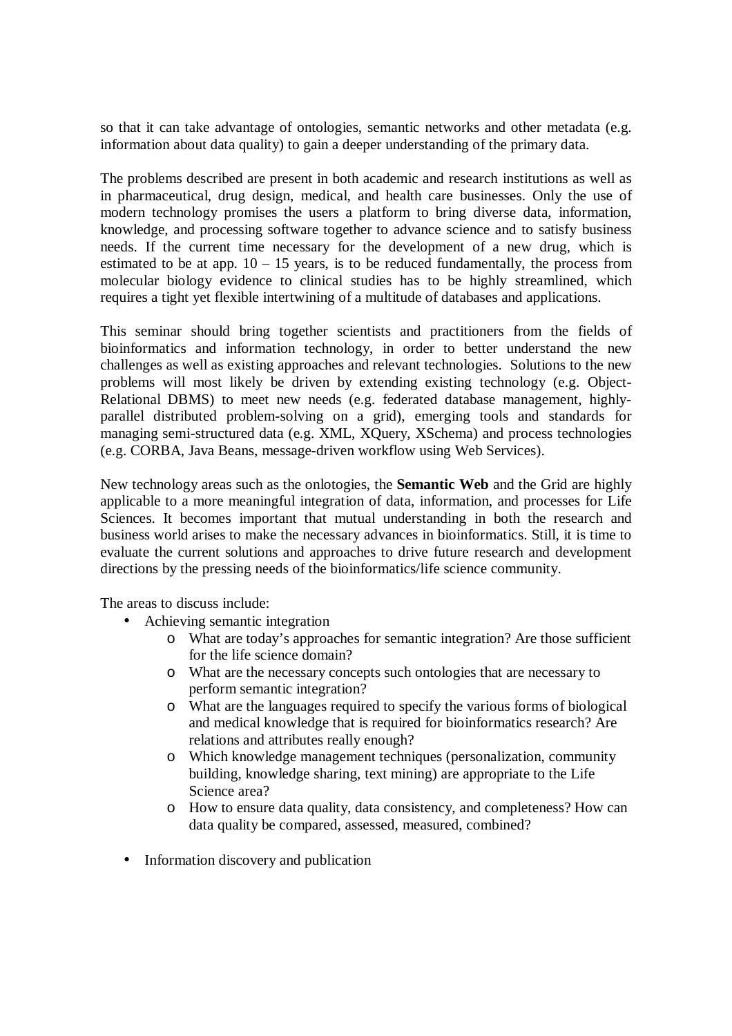so that it can take advantage of ontologies, semantic networks and other metadata (e.g. information about data quality) to gain a deeper understanding of the primary data.

The problems described are present in both academic and research institutions as well as in pharmaceutical, drug design, medical, and health care businesses. Only the use of modern technology promises the users a platform to bring diverse data, information, knowledge, and processing software together to advance science and to satisfy business needs. If the current time necessary for the development of a new drug, which is estimated to be at app. 10 – 15 years, is to be reduced fundamentally, the process from molecular biology evidence to clinical studies has to be highly streamlined, which requires a tight yet flexible intertwining of a multitude of databases and applications.

This seminar should bring together scientists and practitioners from the fields of bioinformatics and information technology, in order to better understand the new challenges as well as existing approaches and relevant technologies. Solutions to the new problems will most likely be driven by extending existing technology (e.g. Object-Relational DBMS) to meet new needs (e.g. federated database management, highly-parallel distributed problem-solving on a grid), emerging tools and standards for managing semi-structured data (e.g. XML, XQuery, XSchema) and process technologies (e.g. CORBA, Java Beans, message-driven workflow using Web Services).

New technology areas such as the onlotogies, the **Semantic Web** and the Grid are highly applicable to a more meaningful integration of data, information, and processes for Life Sciences. It becomes important that mutual understanding in both the research and business world arises to make the necessary advances in bioinformatics. Still, it is time to evaluate the current solutions and approaches to drive future research and development directions by the pressing needs of the bioinformatics/life science community.

The areas to discuss include:

- Achieving semantic integration
    - What are today's approaches for semantic integration? Are those sufficient for the life science domain?
    - What are the necessary concepts such ontologies that are necessary to perform semantic integration?
    - What are the languages required to specify the various forms of biological and medical knowledge that is required for bioinformatics research? Are relations and attributes really enough?
    - Which knowledge management techniques (personalization, community building, knowledge sharing, text mining) are appropriate to the Life Science area?
    - How to ensure data quality, data consistency, and completeness? How can data quality be compared, assessed, measured, combined?

- Information discovery and publication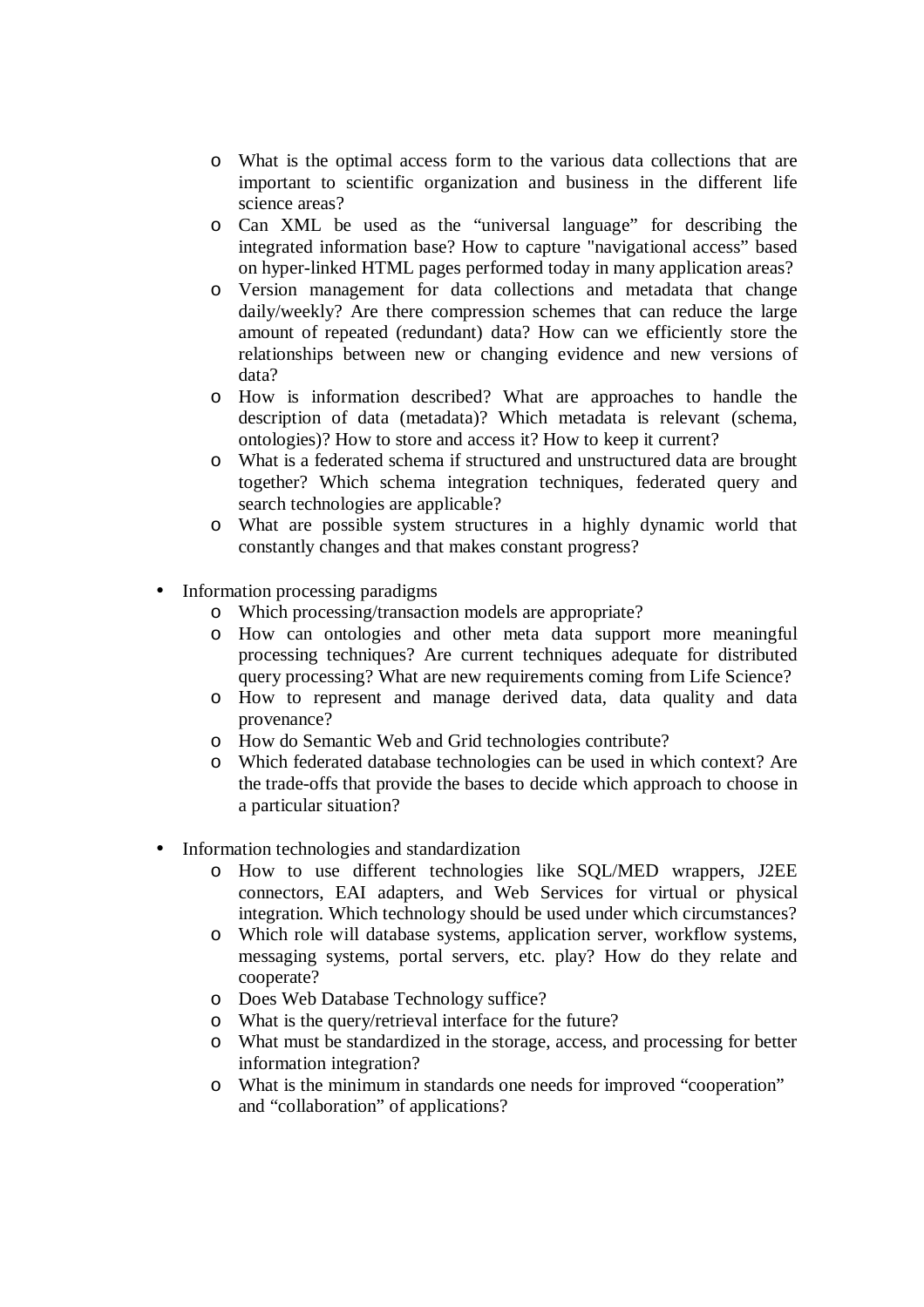- What is the optimal access form to the various data collections that are important to scientific organization and business in the different life science areas?
  - Can XML be used as the “universal language” for describing the integrated information base? How to capture "navigational access” based on hyper-linked HTML pages performed today in many application areas?
  - Version management for data collections and metadata that change daily/weekly? Are there compression schemes that can reduce the large amount of repeated (redundant) data? How can we efficiently store the relationships between new or changing evidence and new versions of data?
  - How is information described? What are approaches to handle the description of data (metadata)? Which metadata is relevant (schema, ontologies)? How to store and access it? How to keep it current?
  - What is a federated schema if structured and unstructured data are brought together? Which schema integration techniques, federated query and search technologies are applicable?
  - What are possible system structures in a highly dynamic world that constantly changes and that makes constant progress?

- Information processing paradigms
  - Which processing/transaction models are appropriate?
  - How can ontologies and other meta data support more meaningful processing techniques? Are current techniques adequate for distributed query processing? What are new requirements coming from Life Science?
  - How to represent and manage derived data, data quality and data provenance?
  - How do Semantic Web and Grid technologies contribute?
  - Which federated database technologies can be used in which context? Are the trade-offs that provide the bases to decide which approach to choose in a particular situation?

- Information technologies and standardization
  - How to use different technologies like SQL/MED wrappers, J2EE connectors, EAI adapters, and Web Services for virtual or physical integration. Which technology should be used under which circumstances?
  - Which role will database systems, application server, workflow systems, messaging systems, portal servers, etc. play? How do they relate and cooperate?
  - Does Web Database Technology suffice?
  - What is the query/retrieval interface for the future?
  - What must be standardized in the storage, access, and processing for better information integration?
  - What is the minimum in standards one needs for improved “cooperation” and “collaboration” of applications?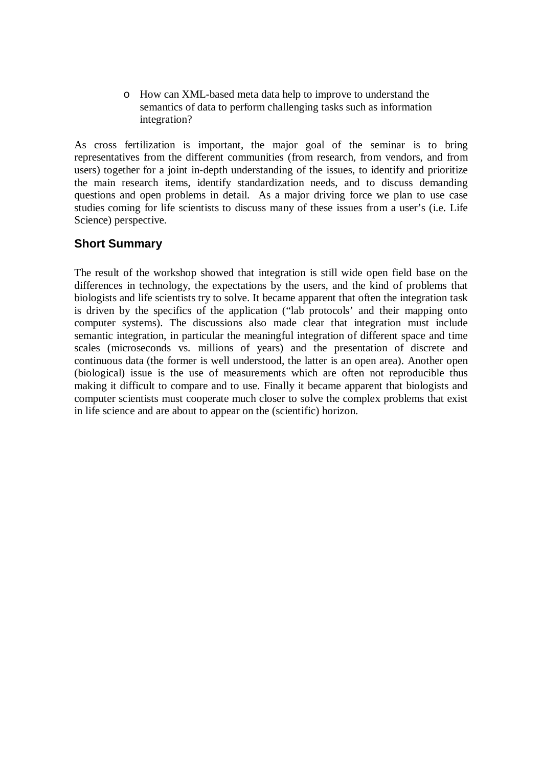- How can XML-based meta data help to improve to understand the semantics of data to perform challenging tasks such as information integration?

As cross fertilization is important, the major goal of the seminar is to bring representatives from the different communities (from research, from vendors, and from users) together for a joint in-depth understanding of the issues, to identify and prioritize the main research items, identify standardization needs, and to discuss demanding questions and open problems in detail. As a major driving force we plan to use case studies coming for life scientists to discuss many of these issues from a user's (i.e. Life Science) perspective.

## Short Summary

The result of the workshop showed that integration is still wide open field base on the differences in technology, the expectations by the users, and the kind of problems that biologists and life scientists try to solve. It became apparent that often the integration task is driven by the specifics of the application ("lab protocols' and their mapping onto computer systems). The discussions also made clear that integration must include semantic integration, in particular the meaningful integration of different space and time scales (microseconds vs. millions of years) and the presentation of discrete and continuous data (the former is well understood, the latter is an open area). Another open (biological) issue is the use of measurements which are often not reproducible thus making it difficult to compare and to use. Finally it became apparent that biologists and computer scientists must cooperate much closer to solve the complex problems that exist in life science and are about to appear on the (scientific) horizon.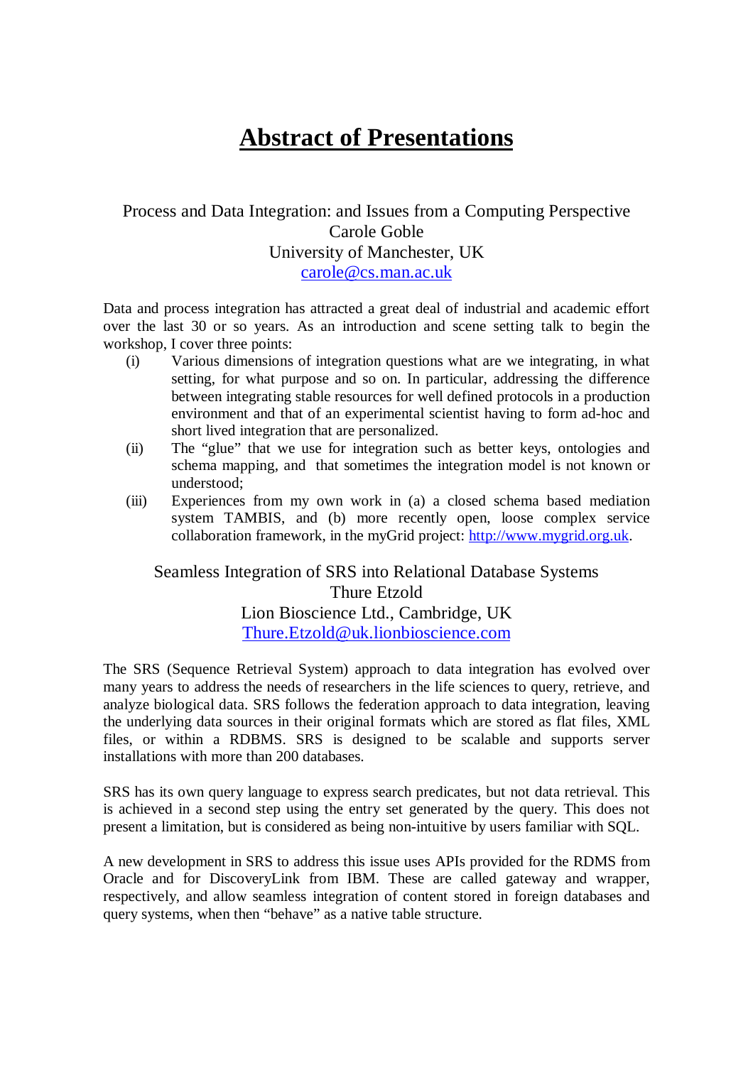# Abstract of Presentations

Process and Data Integration: and Issues from a Computing Perspective
Carole Goble
University of Manchester, UK
carole@cs.man.ac.uk

Data and process integration has attracted a great deal of industrial and academic effort over the last 30 or so years. As an introduction and scene setting talk to begin the workshop, I cover three points:

(i) Various dimensions of integration questions what are we integrating, in what setting, for what purpose and so on. In particular, addressing the difference between integrating stable resources for well defined protocols in a production environment and that of an experimental scientist having to form ad-hoc and short lived integration that are personalized.

(ii) The "glue" that we use for integration such as better keys, ontologies and schema mapping, and that sometimes the integration model is not known or understood;

(iii) Experiences from my own work in (a) a closed schema based mediation system TAMBIS, and (b) more recently open, loose complex service collaboration framework, in the myGrid project: http://www.mygrid.org.uk.

Seamless Integration of SRS into Relational Database Systems
Thure Etzold
Lion Bioscience Ltd., Cambridge, UK
Thure.Etzold@uk.lionbioscience.com

The SRS (Sequence Retrieval System) approach to data integration has evolved over many years to address the needs of researchers in the life sciences to query, retrieve, and analyze biological data. SRS follows the federation approach to data integration, leaving the underlying data sources in their original formats which are stored as flat files, XML files, or within a RDBMS. SRS is designed to be scalable and supports server installations with more than 200 databases.

SRS has its own query language to express search predicates, but not data retrieval. This is achieved in a second step using the entry set generated by the query. This does not present a limitation, but is considered as being non-intuitive by users familiar with SQL.

A new development in SRS to address this issue uses APIs provided for the RDMS from Oracle and for DiscoveryLink from IBM. These are called gateway and wrapper, respectively, and allow seamless integration of content stored in foreign databases and query systems, when then "behave" as a native table structure.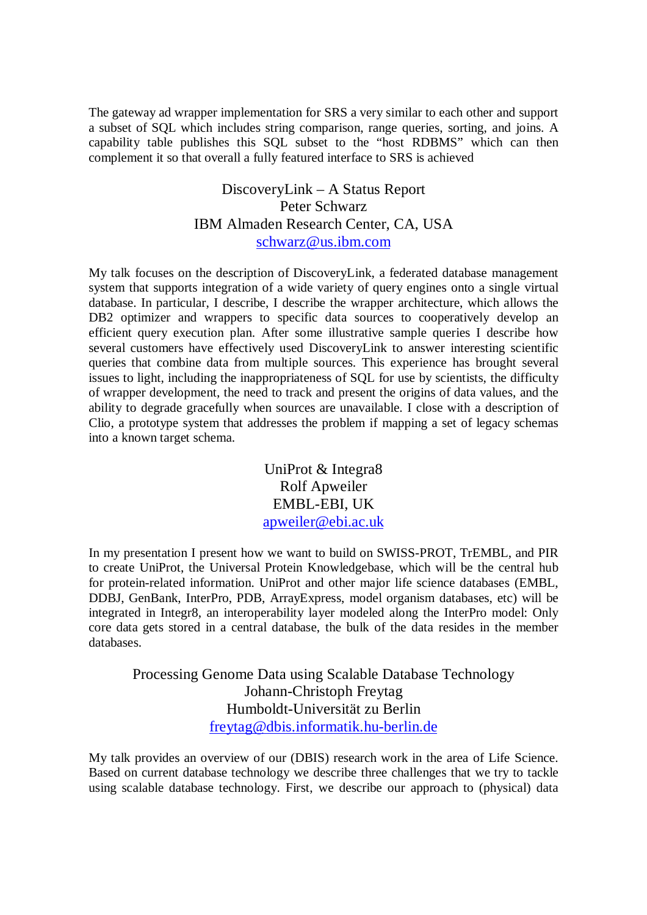The gateway ad wrapper implementation for SRS a very similar to each other and support a subset of SQL which includes string comparison, range queries, sorting, and joins. A capability table publishes this SQL subset to the "host RDBMS" which can then complement it so that overall a fully featured interface to SRS is achieved

## DiscoveryLink – A Status Report

Peter Schwarz
IBM Almaden Research Center, CA, USA
schwarz@us.ibm.com

My talk focuses on the description of DiscoveryLink, a federated database management system that supports integration of a wide variety of query engines onto a single virtual database. In particular, I describe, I describe the wrapper architecture, which allows the DB2 optimizer and wrappers to specific data sources to cooperatively develop an efficient query execution plan. After some illustrative sample queries I describe how several customers have effectively used DiscoveryLink to answer interesting scientific queries that combine data from multiple sources. This experience has brought several issues to light, including the inappropriateness of SQL for use by scientists, the difficulty of wrapper development, the need to track and present the origins of data values, and the ability to degrade gracefully when sources are unavailable. I close with a description of Clio, a prototype system that addresses the problem if mapping a set of legacy schemas into a known target schema.

## UniProt & Integra8

Rolf Apweiler
EMBL-EBI, UK
apweiler@ebi.ac.uk

In my presentation I present how we want to build on SWISS-PROT, TrEMBL, and PIR to create UniProt, the Universal Protein Knowledgebase, which will be the central hub for protein-related information. UniProt and other major life science databases (EMBL, DDBJ, GenBank, InterPro, PDB, ArrayExpress, model organism databases, etc) will be integrated in Integr8, an interoperability layer modeled along the InterPro model: Only core data gets stored in a central database, the bulk of the data resides in the member databases.

## Processing Genome Data using Scalable Database Technology

Johann-Christoph Freytag
Humboldt-Universität zu Berlin
freytag@dbis.informatik.hu-berlin.de

My talk provides an overview of our (DBIS) research work in the area of Life Science. Based on current database technology we describe three challenges that we try to tackle using scalable database technology. First, we describe our approach to (physical) data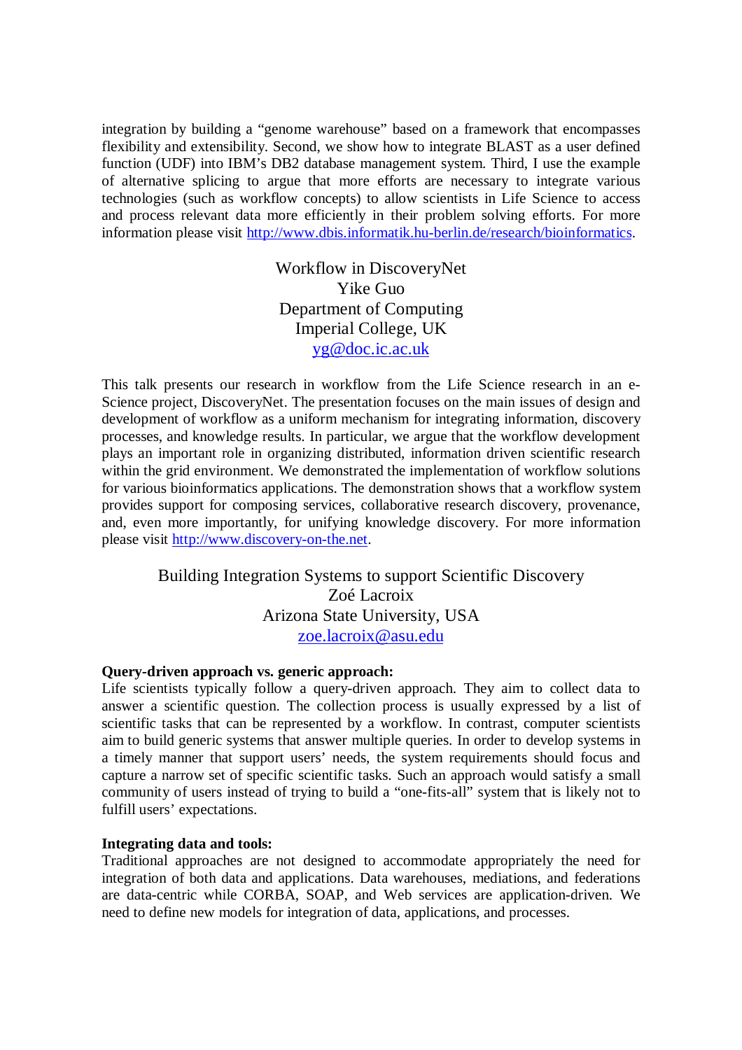integration by building a "genome warehouse" based on a framework that encompasses flexibility and extensibility. Second, we show how to integrate BLAST as a user defined function (UDF) into IBM's DB2 database management system. Third, I use the example of alternative splicing to argue that more efforts are necessary to integrate various technologies (such as workflow concepts) to allow scientists in Life Science to access and process relevant data more efficiently in their problem solving efforts. For more information please visit http://www.dbis.informatik.hu-berlin.de/research/bioinformatics.

## Workflow in DiscoveryNet

Yike Guo
Department of Computing
Imperial College, UK
yg@doc.ic.ac.uk

This talk presents our research in workflow from the Life Science research in an e-Science project, DiscoveryNet. The presentation focuses on the main issues of design and development of workflow as a uniform mechanism for integrating information, discovery processes, and knowledge results. In particular, we argue that the workflow development plays an important role in organizing distributed, information driven scientific research within the grid environment. We demonstrated the implementation of workflow solutions for various bioinformatics applications. The demonstration shows that a workflow system provides support for composing services, collaborative research discovery, provenance, and, even more importantly, for unifying knowledge discovery. For more information please visit http://www.discovery-on-the.net.

## Building Integration Systems to support Scientific Discovery

Zoé Lacroix
Arizona State University, USA
zoe.lacroix@asu.edu

**Query-driven approach vs. generic approach:**
Life scientists typically follow a query-driven approach. They aim to collect data to answer a scientific question. The collection process is usually expressed by a list of scientific tasks that can be represented by a workflow. In contrast, computer scientists aim to build generic systems that answer multiple queries. In order to develop systems in a timely manner that support users' needs, the system requirements should focus and capture a narrow set of specific scientific tasks. Such an approach would satisfy a small community of users instead of trying to build a "one-fits-all" system that is likely not to fulfill users' expectations.

**Integrating data and tools:**
Traditional approaches are not designed to accommodate appropriately the need for integration of both data and applications. Data warehouses, mediations, and federations are data-centric while CORBA, SOAP, and Web services are application-driven. We need to define new models for integration of data, applications, and processes.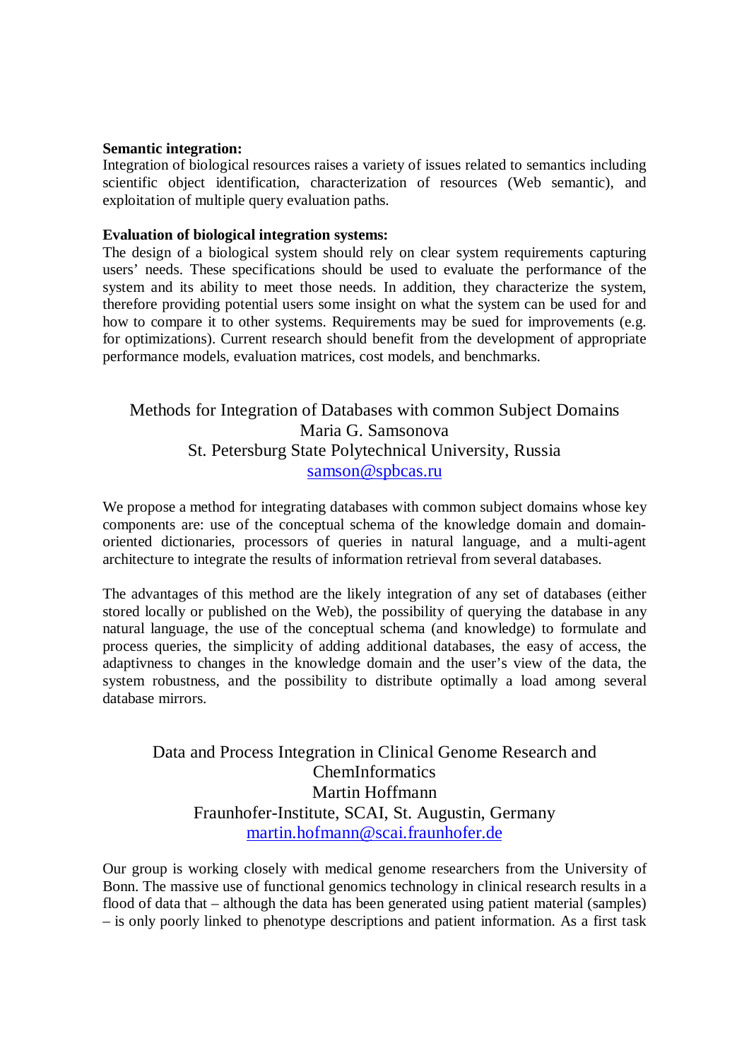**Semantic integration:**
Integration of biological resources raises a variety of issues related to semantics including scientific object identification, characterization of resources (Web semantic), and exploitation of multiple query evaluation paths.

**Evaluation of biological integration systems:**
The design of a biological system should rely on clear system requirements capturing users' needs. These specifications should be used to evaluate the performance of the system and its ability to meet those needs. In addition, they characterize the system, therefore providing potential users some insight on what the system can be used for and how to compare it to other systems. Requirements may be sued for improvements (e.g. for optimizations). Current research should benefit from the development of appropriate performance models, evaluation matrices, cost models, and benchmarks.

## Methods for Integration of Databases with common Subject Domains

Maria G. Samsonova
St. Petersburg State Polytechnical University, Russia
samson@spbcas.ru

We propose a method for integrating databases with common subject domains whose key components are: use of the conceptual schema of the knowledge domain and domain-oriented dictionaries, processors of queries in natural language, and a multi-agent architecture to integrate the results of information retrieval from several databases.

The advantages of this method are the likely integration of any set of databases (either stored locally or published on the Web), the possibility of querying the database in any natural language, the use of the conceptual schema (and knowledge) to formulate and process queries, the simplicity of adding additional databases, the easy of access, the adaptivness to changes in the knowledge domain and the user's view of the data, the system robustness, and the possibility to distribute optimally a load among several database mirrors.

## Data and Process Integration in Clinical Genome Research and ChemInformatics

Martin Hoffmann
Fraunhofer-Institute, SCAI, St. Augustin, Germany
martin.hofmann@scai.fraunhofer.de

Our group is working closely with medical genome researchers from the University of Bonn. The massive use of functional genomics technology in clinical research results in a flood of data that – although the data has been generated using patient material (samples) – is only poorly linked to phenotype descriptions and patient information. As a first task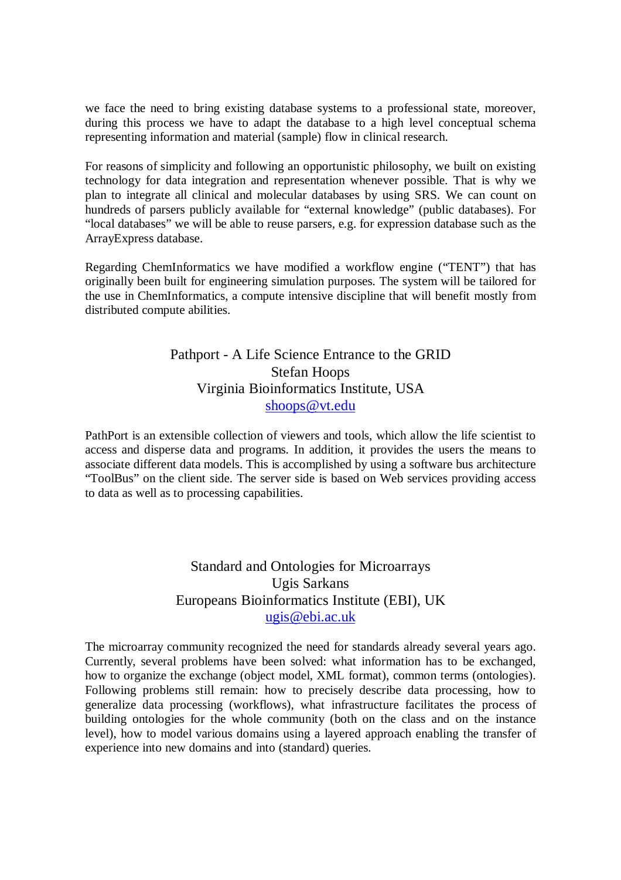we face the need to bring existing database systems to a professional state, moreover, during this process we have to adapt the database to a high level conceptual schema representing information and material (sample) flow in clinical research.

For reasons of simplicity and following an opportunistic philosophy, we built on existing technology for data integration and representation whenever possible. That is why we plan to integrate all clinical and molecular databases by using SRS. We can count on hundreds of parsers publicly available for "external knowledge" (public databases). For "local databases" we will be able to reuse parsers, e.g. for expression database such as the ArrayExpress database.

Regarding ChemInformatics we have modified a workflow engine ("TENT") that has originally been built for engineering simulation purposes. The system will be tailored for the use in ChemInformatics, a compute intensive discipline that will benefit mostly from distributed compute abilities.

## Pathport - A Life Science Entrance to the GRID

Stefan Hoops
Virginia Bioinformatics Institute, USA
shoops@vt.edu

PathPort is an extensible collection of viewers and tools, which allow the life scientist to access and disperse data and programs. In addition, it provides the users the means to associate different data models. This is accomplished by using a software bus architecture "ToolBus" on the client side. The server side is based on Web services providing access to data as well as to processing capabilities.

## Standard and Ontologies for Microarrays

Ugis Sarkans
Europeans Bioinformatics Institute (EBI), UK
ugis@ebi.ac.uk

The microarray community recognized the need for standards already several years ago. Currently, several problems have been solved: what information has to be exchanged, how to organize the exchange (object model, XML format), common terms (ontologies). Following problems still remain: how to precisely describe data processing, how to generalize data processing (workflows), what infrastructure facilitates the process of building ontologies for the whole community (both on the class and on the instance level), how to model various domains using a layered approach enabling the transfer of experience into new domains and into (standard) queries.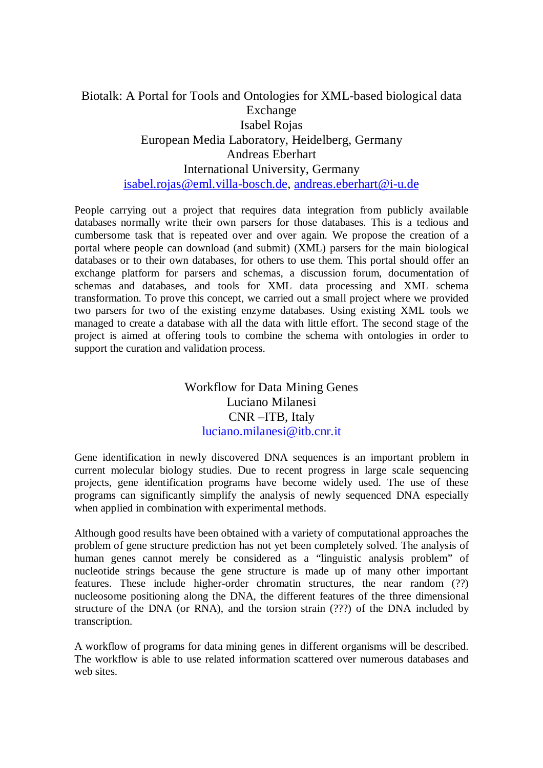## Biotalk: A Portal for Tools and Ontologies for XML-based biological data Exchange

Isabel Rojas
European Media Laboratory, Heidelberg, Germany
Andreas Eberhart
International University, Germany
isabel.rojas@eml.villa-bosch.de, andreas.eberhart@i-u.de

People carrying out a project that requires data integration from publicly available databases normally write their own parsers for those databases. This is a tedious and cumbersome task that is repeated over and over again. We propose the creation of a portal where people can download (and submit) (XML) parsers for the main biological databases or to their own databases, for others to use them. This portal should offer an exchange platform for parsers and schemas, a discussion forum, documentation of schemas and databases, and tools for XML data processing and XML schema transformation. To prove this concept, we carried out a small project where we provided two parsers for two of the existing enzyme databases. Using existing XML tools we managed to create a database with all the data with little effort. The second stage of the project is aimed at offering tools to combine the schema with ontologies in order to support the curation and validation process.

## Workflow for Data Mining Genes

Luciano Milanesi
CNR –ITB, Italy
luciano.milanesi@itb.cnr.it

Gene identification in newly discovered DNA sequences is an important problem in current molecular biology studies. Due to recent progress in large scale sequencing projects, gene identification programs have become widely used. The use of these programs can significantly simplify the analysis of newly sequenced DNA especially when applied in combination with experimental methods.

Although good results have been obtained with a variety of computational approaches the problem of gene structure prediction has not yet been completely solved. The analysis of human genes cannot merely be considered as a "linguistic analysis problem" of nucleotide strings because the gene structure is made up of many other important features. These include higher-order chromatin structures, the near random (??) nucleosome positioning along the DNA, the different features of the three dimensional structure of the DNA (or RNA), and the torsion strain (???) of the DNA included by transcription.

A workflow of programs for data mining genes in different organisms will be described. The workflow is able to use related information scattered over numerous databases and web sites.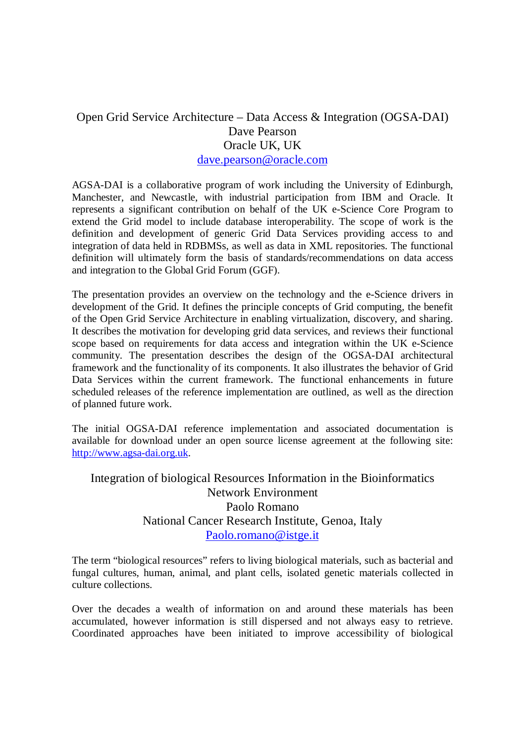## Open Grid Service Architecture – Data Access & Integration (OGSA-DAI)

Dave Pearson
Oracle UK, UK
dave.pearson@oracle.com

AGSA-DAI is a collaborative program of work including the University of Edinburgh, Manchester, and Newcastle, with industrial participation from IBM and Oracle. It represents a significant contribution on behalf of the UK e-Science Core Program to extend the Grid model to include database interoperability. The scope of work is the definition and development of generic Grid Data Services providing access to and integration of data held in RDBMSs, as well as data in XML repositories. The functional definition will ultimately form the basis of standards/recommendations on data access and integration to the Global Grid Forum (GGF).

The presentation provides an overview on the technology and the e-Science drivers in development of the Grid. It defines the principle concepts of Grid computing, the benefit of the Open Grid Service Architecture in enabling virtualization, discovery, and sharing. It describes the motivation for developing grid data services, and reviews their functional scope based on requirements for data access and integration within the UK e-Science community. The presentation describes the design of the OGSA-DAI architectural framework and the functionality of its components. It also illustrates the behavior of Grid Data Services within the current framework. The functional enhancements in future scheduled releases of the reference implementation are outlined, as well as the direction of planned future work.

The initial OGSA-DAI reference implementation and associated documentation is available for download under an open source license agreement at the following site: http://www.agsa-dai.org.uk.

## Integration of biological Resources Information in the Bioinformatics Network Environment

Paolo Romano
National Cancer Research Institute, Genoa, Italy
Paolo.romano@istge.it

The term “biological resources” refers to living biological materials, such as bacterial and fungal cultures, human, animal, and plant cells, isolated genetic materials collected in culture collections.

Over the decades a wealth of information on and around these materials has been accumulated, however information is still dispersed and not always easy to retrieve. Coordinated approaches have been initiated to improve accessibility of biological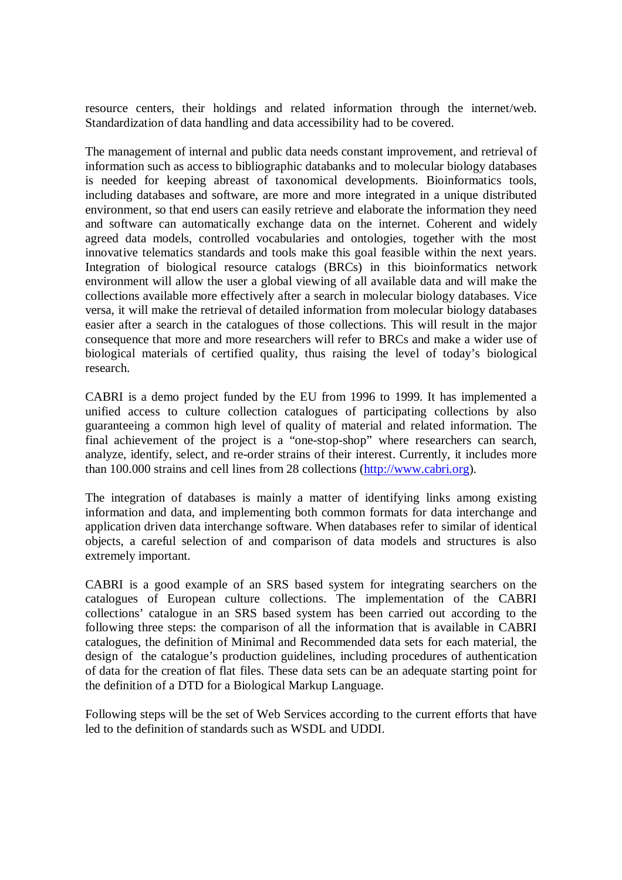resource centers, their holdings and related information through the internet/web. Standardization of data handling and data accessibility had to be covered.

The management of internal and public data needs constant improvement, and retrieval of information such as access to bibliographic databanks and to molecular biology databases is needed for keeping abreast of taxonomical developments. Bioinformatics tools, including databases and software, are more and more integrated in a unique distributed environment, so that end users can easily retrieve and elaborate the information they need and software can automatically exchange data on the internet. Coherent and widely agreed data models, controlled vocabularies and ontologies, together with the most innovative telematics standards and tools make this goal feasible within the next years. Integration of biological resource catalogs (BRCs) in this bioinformatics network environment will allow the user a global viewing of all available data and will make the collections available more effectively after a search in molecular biology databases. Vice versa, it will make the retrieval of detailed information from molecular biology databases easier after a search in the catalogues of those collections. This will result in the major consequence that more and more researchers will refer to BRCs and make a wider use of biological materials of certified quality, thus raising the level of today's biological research.

CABRI is a demo project funded by the EU from 1996 to 1999. It has implemented a unified access to culture collection catalogues of participating collections by also guaranteeing a common high level of quality of material and related information. The final achievement of the project is a "one-stop-shop" where researchers can search, analyze, identify, select, and re-order strains of their interest. Currently, it includes more than 100.000 strains and cell lines from 28 collections (http://www.cabri.org).

The integration of databases is mainly a matter of identifying links among existing information and data, and implementing both common formats for data interchange and application driven data interchange software. When databases refer to similar of identical objects, a careful selection of and comparison of data models and structures is also extremely important.

CABRI is a good example of an SRS based system for integrating searchers on the catalogues of European culture collections. The implementation of the CABRI collections' catalogue in an SRS based system has been carried out according to the following three steps: the comparison of all the information that is available in CABRI catalogues, the definition of Minimal and Recommended data sets for each material, the design of the catalogue's production guidelines, including procedures of authentication of data for the creation of flat files. These data sets can be an adequate starting point for the definition of a DTD for a Biological Markup Language.

Following steps will be the set of Web Services according to the current efforts that have led to the definition of standards such as WSDL and UDDI.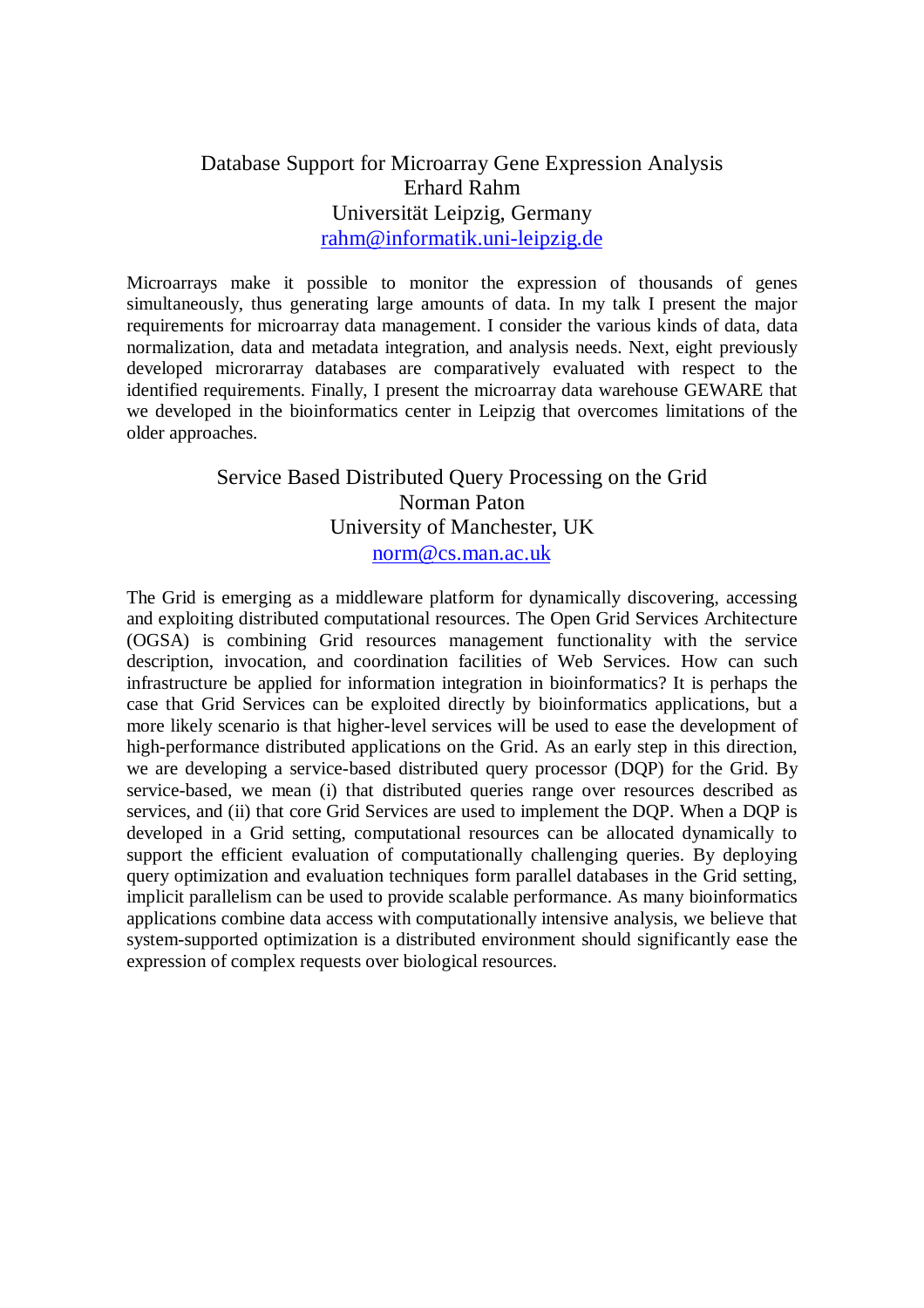## Database Support for Microarray Gene Expression Analysis

Erhard Rahm
Universität Leipzig, Germany
rahm@informatik.uni-leipzig.de

Microarrays make it possible to monitor the expression of thousands of genes simultaneously, thus generating large amounts of data. In my talk I present the major requirements for microarray data management. I consider the various kinds of data, data normalization, data and metadata integration, and analysis needs. Next, eight previously developed microrarray databases are comparatively evaluated with respect to the identified requirements. Finally, I present the microarray data warehouse GEWARE that we developed in the bioinformatics center in Leipzig that overcomes limitations of the older approaches.

## Service Based Distributed Query Processing on the Grid

Norman Paton
University of Manchester, UK
norm@cs.man.ac.uk

The Grid is emerging as a middleware platform for dynamically discovering, accessing and exploiting distributed computational resources. The Open Grid Services Architecture (OGSA) is combining Grid resources management functionality with the service description, invocation, and coordination facilities of Web Services. How can such infrastructure be applied for information integration in bioinformatics? It is perhaps the case that Grid Services can be exploited directly by bioinformatics applications, but a more likely scenario is that higher-level services will be used to ease the development of high-performance distributed applications on the Grid. As an early step in this direction, we are developing a service-based distributed query processor (DQP) for the Grid. By service-based, we mean (i) that distributed queries range over resources described as services, and (ii) that core Grid Services are used to implement the DQP. When a DQP is developed in a Grid setting, computational resources can be allocated dynamically to support the efficient evaluation of computationally challenging queries. By deploying query optimization and evaluation techniques form parallel databases in the Grid setting, implicit parallelism can be used to provide scalable performance. As many bioinformatics applications combine data access with computationally intensive analysis, we believe that system-supported optimization is a distributed environment should significantly ease the expression of complex requests over biological resources.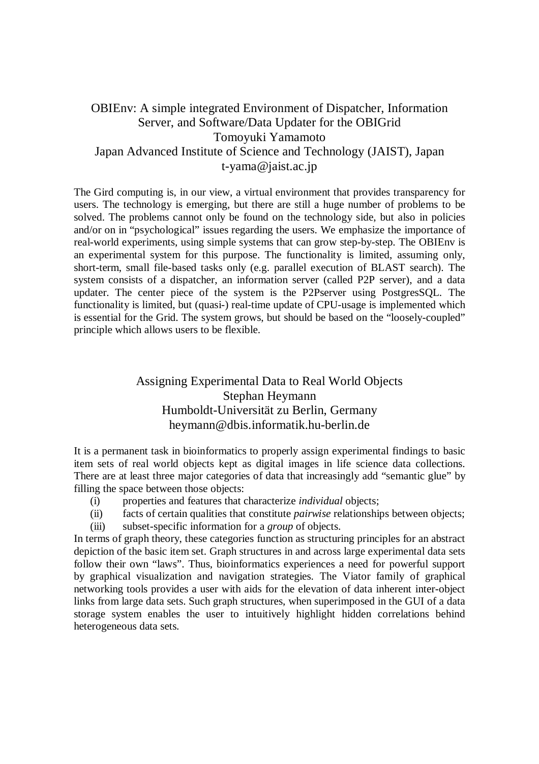## OBIEnv: A simple integrated Environment of Dispatcher, Information Server, and Software/Data Updater for the OBIGrid

Tomoyuki Yamamoto

Japan Advanced Institute of Science and Technology (JAIST), Japan

t-yama@jaist.ac.jp

The Gird computing is, in our view, a virtual environment that provides transparency for users. The technology is emerging, but there are still a huge number of problems to be solved. The problems cannot only be found on the technology side, but also in policies and/or on in "psychological" issues regarding the users. We emphasize the importance of real-world experiments, using simple systems that can grow step-by-step. The OBIEnv is an experimental system for this purpose. The functionality is limited, assuming only, short-term, small file-based tasks only (e.g. parallel execution of BLAST search). The system consists of a dispatcher, an information server (called P2P server), and a data updater. The center piece of the system is the P2Pserver using PostgresSQL. The functionality is limited, but (quasi-) real-time update of CPU-usage is implemented which is essential for the Grid. The system grows, but should be based on the "loosely-coupled" principle which allows users to be flexible.

## Assigning Experimental Data to Real World Objects

Stephan Heymann

Humboldt-Universität zu Berlin, Germany

heymann@dbis.informatik.hu-berlin.de

It is a permanent task in bioinformatics to properly assign experimental findings to basic item sets of real world objects kept as digital images in life science data collections. There are at least three major categories of data that increasingly add "semantic glue" by filling the space between those objects:

(i) properties and features that characterize *individual* objects;
(ii) facts of certain qualities that constitute *pairwise* relationships between objects;
(iii) subset-specific information for a *group* of objects.

In terms of graph theory, these categories function as structuring principles for an abstract depiction of the basic item set. Graph structures in and across large experimental data sets follow their own "laws". Thus, bioinformatics experiences a need for powerful support by graphical visualization and navigation strategies. The Viator family of graphical networking tools provides a user with aids for the elevation of data inherent inter-object links from large data sets. Such graph structures, when superimposed in the GUI of a data storage system enables the user to intuitively highlight hidden correlations behind heterogeneous data sets.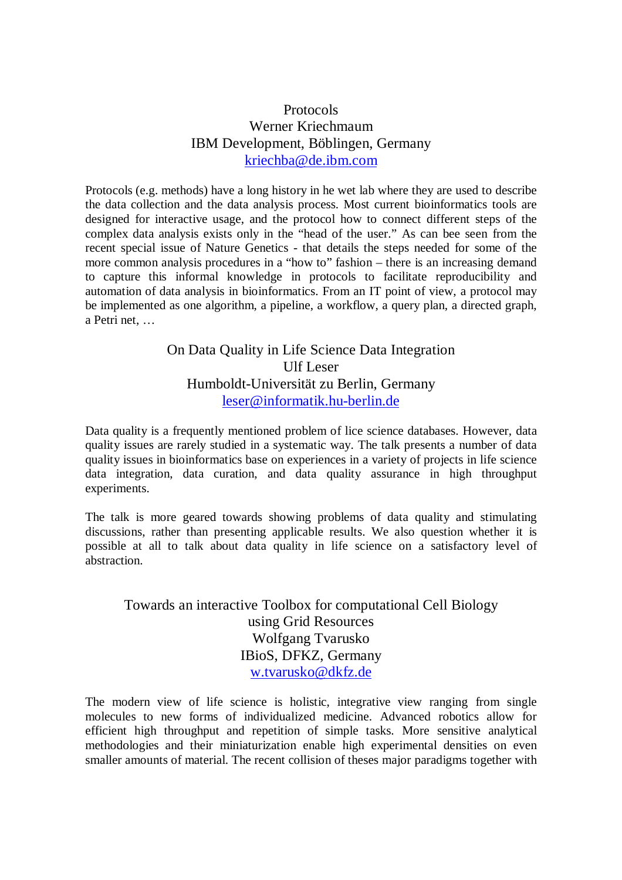## Protocols

Werner Kriechmaum

IBM Development, Böblingen, Germany

kriechba@de.ibm.com

Protocols (e.g. methods) have a long history in he wet lab where they are used to describe the data collection and the data analysis process. Most current bioinformatics tools are designed for interactive usage, and the protocol how to connect different steps of the complex data analysis exists only in the "head of the user." As can bee seen from the recent special issue of Nature Genetics - that details the steps needed for some of the more common analysis procedures in a "how to" fashion – there is an increasing demand to capture this informal knowledge in protocols to facilitate reproducibility and automation of data analysis in bioinformatics. From an IT point of view, a protocol may be implemented as one algorithm, a pipeline, a workflow, a query plan, a directed graph, a Petri net, …

## On Data Quality in Life Science Data Integration

Ulf Leser

Humboldt-Universität zu Berlin, Germany

leser@informatik.hu-berlin.de

Data quality is a frequently mentioned problem of lice science databases. However, data quality issues are rarely studied in a systematic way. The talk presents a number of data quality issues in bioinformatics base on experiences in a variety of projects in life science data integration, data curation, and data quality assurance in high throughput experiments.

The talk is more geared towards showing problems of data quality and stimulating discussions, rather than presenting applicable results. We also question whether it is possible at all to talk about data quality in life science on a satisfactory level of abstraction.

## Towards an interactive Toolbox for computational Cell Biology using Grid Resources

Wolfgang Tvarusko

IBioS, DFKZ, Germany

w.tvarusko@dkfz.de

The modern view of life science is holistic, integrative view ranging from single molecules to new forms of individualized medicine. Advanced robotics allow for efficient high throughput and repetition of simple tasks. More sensitive analytical methodologies and their miniaturization enable high experimental densities on even smaller amounts of material. The recent collision of theses major paradigms together with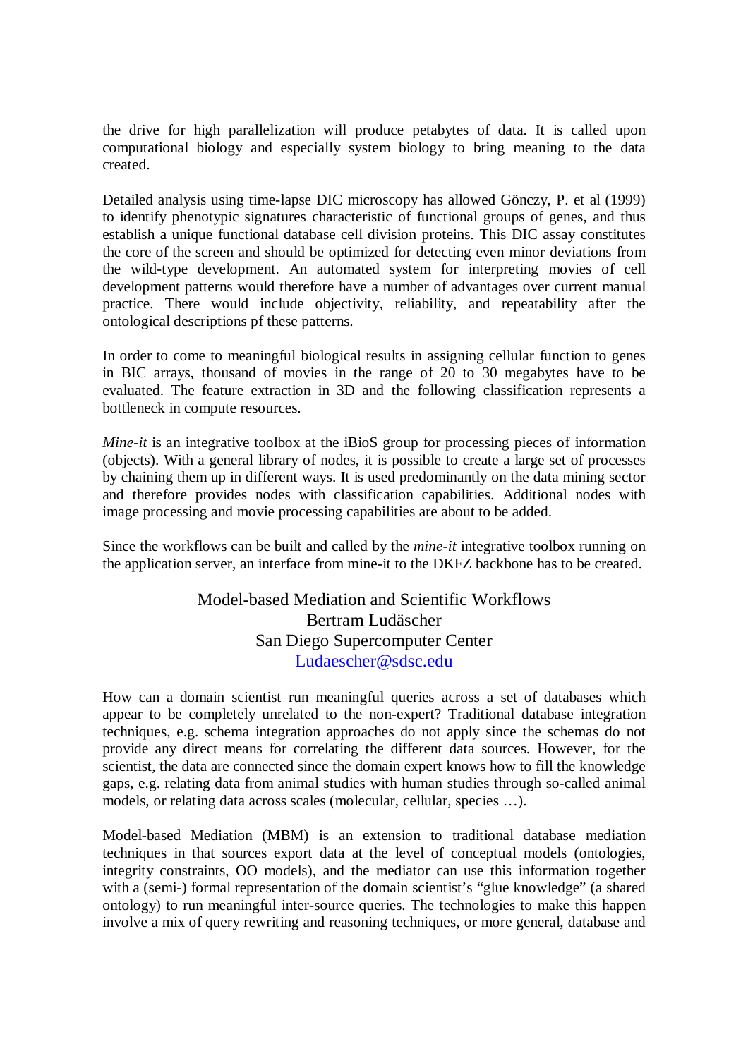the drive for high parallelization will produce petabytes of data. It is called upon computational biology and especially system biology to bring meaning to the data created.

Detailed analysis using time-lapse DIC microscopy has allowed Gönczy, P. et al (1999) to identify phenotypic signatures characteristic of functional groups of genes, and thus establish a unique functional database cell division proteins. This DIC assay constitutes the core of the screen and should be optimized for detecting even minor deviations from the wild-type development. An automated system for interpreting movies of cell development patterns would therefore have a number of advantages over current manual practice. There would include objectivity, reliability, and repeatability after the ontological descriptions pf these patterns.

In order to come to meaningful biological results in assigning cellular function to genes in BIC arrays, thousand of movies in the range of 20 to 30 megabytes have to be evaluated. The feature extraction in 3D and the following classification represents a bottleneck in compute resources.

*Mine-it* is an integrative toolbox at the iBioS group for processing pieces of information (objects). With a general library of nodes, it is possible to create a large set of processes by chaining them up in different ways. It is used predominantly on the data mining sector and therefore provides nodes with classification capabilities. Additional nodes with image processing and movie processing capabilities are about to be added.

Since the workflows can be built and called by the *mine-it* integrative toolbox running on the application server, an interface from mine-it to the DKFZ backbone has to be created.

## Model-based Mediation and Scientific Workflows

Bertram Ludäscher
San Diego Supercomputer Center
Ludaescher@sdsc.edu

How can a domain scientist run meaningful queries across a set of databases which appear to be completely unrelated to the non-expert? Traditional database integration techniques, e.g. schema integration approaches do not apply since the schemas do not provide any direct means for correlating the different data sources. However, for the scientist, the data are connected since the domain expert knows how to fill the knowledge gaps, e.g. relating data from animal studies with human studies through so-called animal models, or relating data across scales (molecular, cellular, species …).

Model-based Mediation (MBM) is an extension to traditional database mediation techniques in that sources export data at the level of conceptual models (ontologies, integrity constraints, OO models), and the mediator can use this information together with a (semi-) formal representation of the domain scientist's "glue knowledge" (a shared ontology) to run meaningful inter-source queries. The technologies to make this happen involve a mix of query rewriting and reasoning techniques, or more general, database and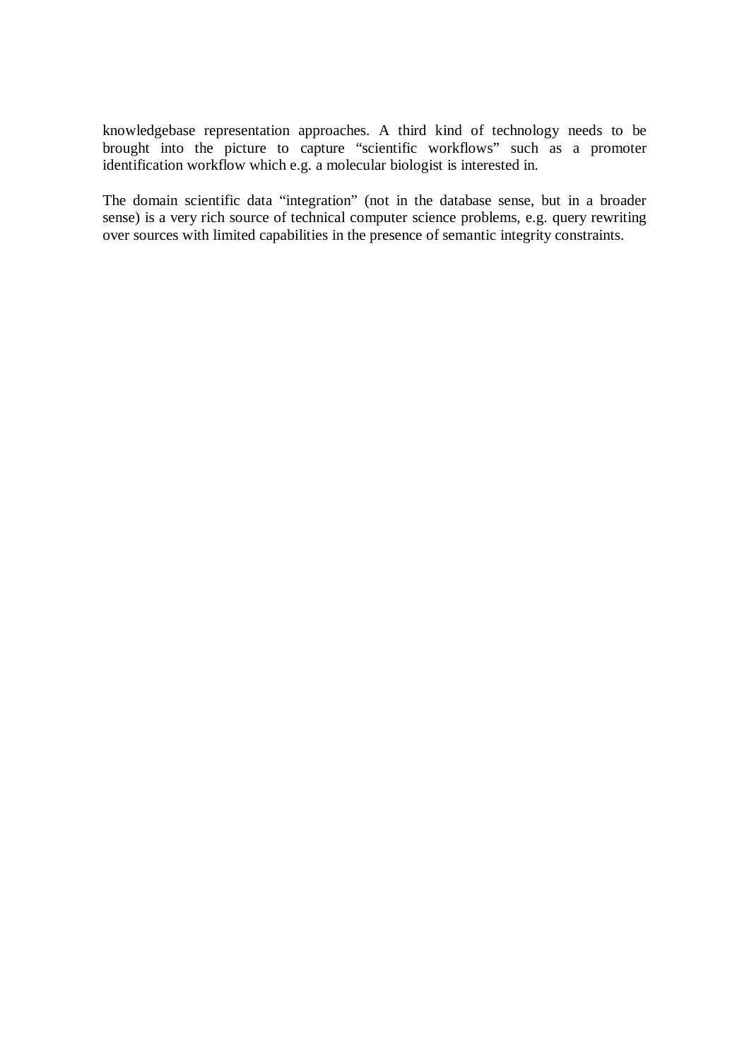knowledgebase representation approaches. A third kind of technology needs to be brought into the picture to capture “scientific workflows” such as a promoter identification workflow which e.g. a molecular biologist is interested in.

The domain scientific data “integration” (not in the database sense, but in a broader sense) is a very rich source of technical computer science problems, e.g. query rewriting over sources with limited capabilities in the presence of semantic integrity constraints.